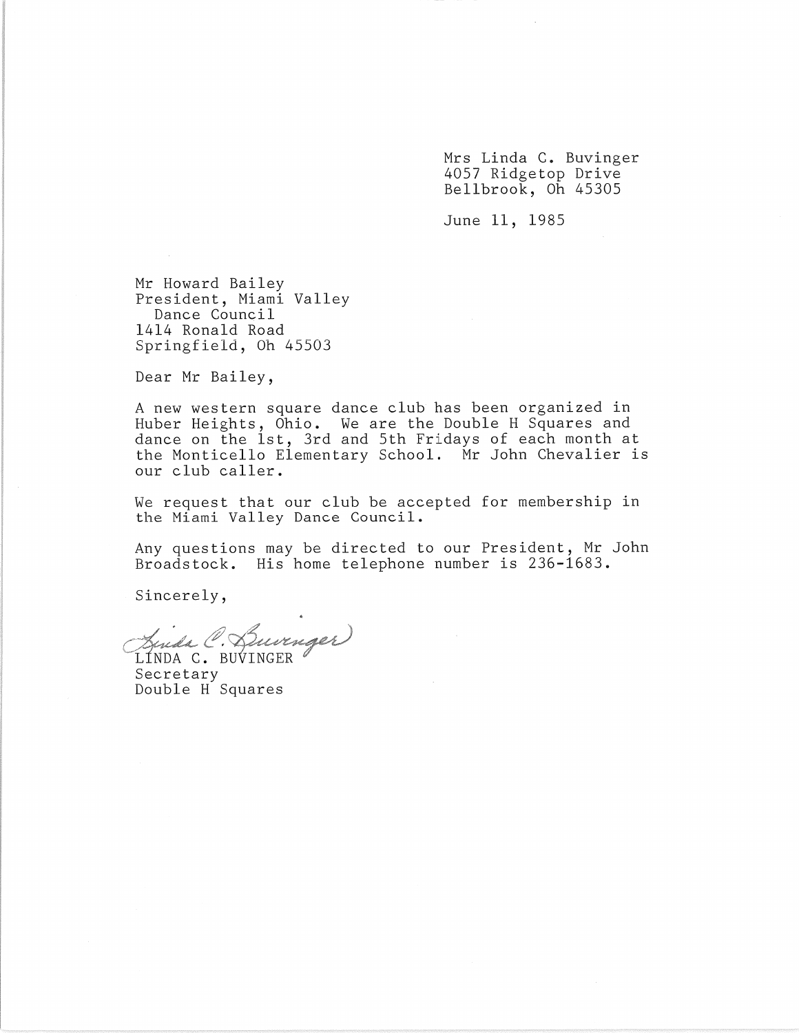Mrs Linda C. Buvinger
4057 Ridgetop Drive
Bellbrook, Oh 45305

June 11, 1985

Mr Howard Bailey
President, Miami Valley
Dance Council
1414 Ronald Road
Springfield, Oh 45503

Dear Mr Bailey,

A new western square dance club has been organized in Huber Heights, Ohio. We are the Double H Squares and dance on the 1st, 3rd and 5th Fridays of each month at the Monticello Elementary School. Mr John Chevalier is our club caller.

We request that our club be accepted for membership in the Miami Valley Dance Council.

Any questions may be directed to our President, Mr John Broadstock. His home telephone number is 236-1683.

Sincerely,

Linda C. Buvinger

LINDA C. BUVINGER
Secretary
Double H Squares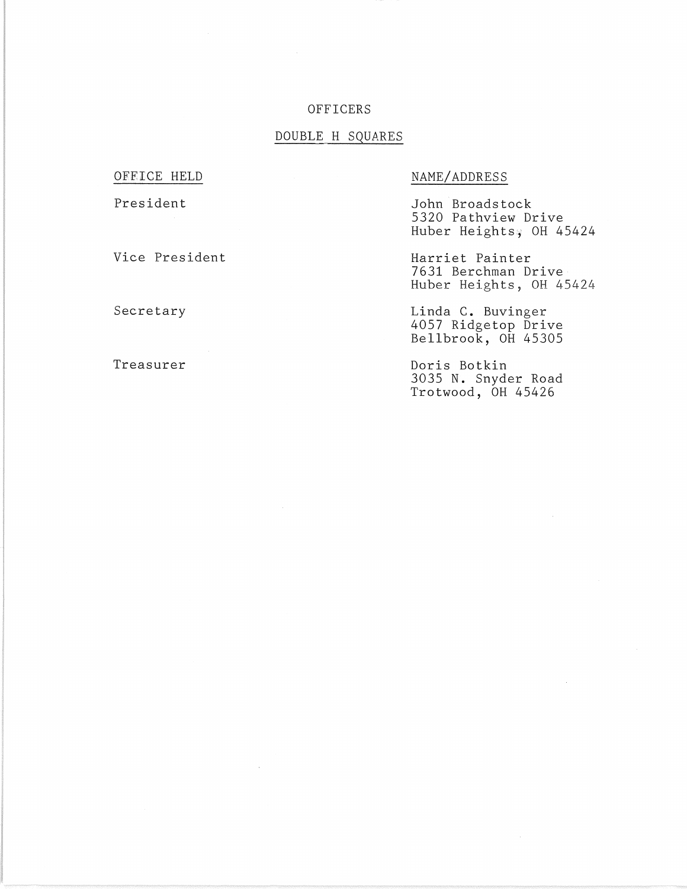# OFFICERS

## DOUBLE H SQUARES

| OFFICE HELD | NAME/ADDRESS |
| --- | --- |
| President | John Broadstock<br>5320 Pathview Drive<br>Huber Heights, OH 45424 |
| Vice President | Harriet Painter<br>7631 Berchman Drive<br>Huber Heights, OH 45424 |
| Secretary | Linda C. Buvinger<br>4057 Ridgetop Drive<br>Bellbrook, OH 45305 |
| Treasurer | Doris Botkin<br>3035 N. Snyder Road<br>Trotwood, OH 45426 |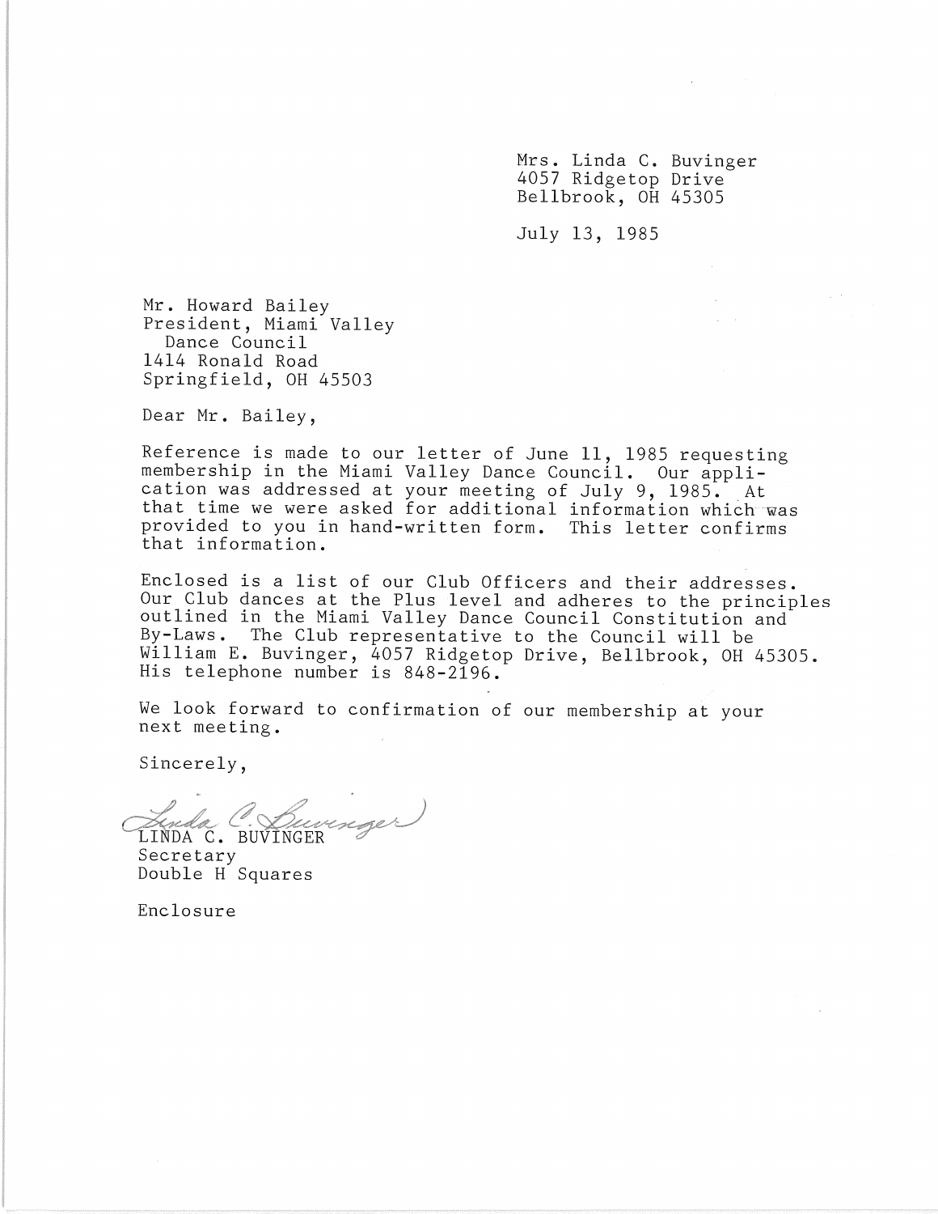Mrs. Linda C. Buvinger
4057 Ridgetop Drive
Bellbrook, OH 45305

July 13, 1985

Mr. Howard Bailey
President, Miami Valley
Dance Council
1414 Ronald Road
Springfield, OH 45503

Dear Mr. Bailey,

Reference is made to our letter of June 11, 1985 requesting membership in the Miami Valley Dance Council. Our application was addressed at your meeting of July 9, 1985. At that time we were asked for additional information which was provided to you in hand-written form. This letter confirms that information.

Enclosed is a list of our Club Officers and their addresses. Our Club dances at the Plus level and adheres to the principles outlined in the Miami Valley Dance Council Constitution and By-Laws. The Club representative to the Council will be William E. Buvinger, 4057 Ridgetop Drive, Bellbrook, OH 45305. His telephone number is 848-2196.

We look forward to confirmation of our membership at your next meeting.

Sincerely,

Linda C. Buvinger

LINDA C. BUVINGER
Secretary
Double H Squares

Enclosure